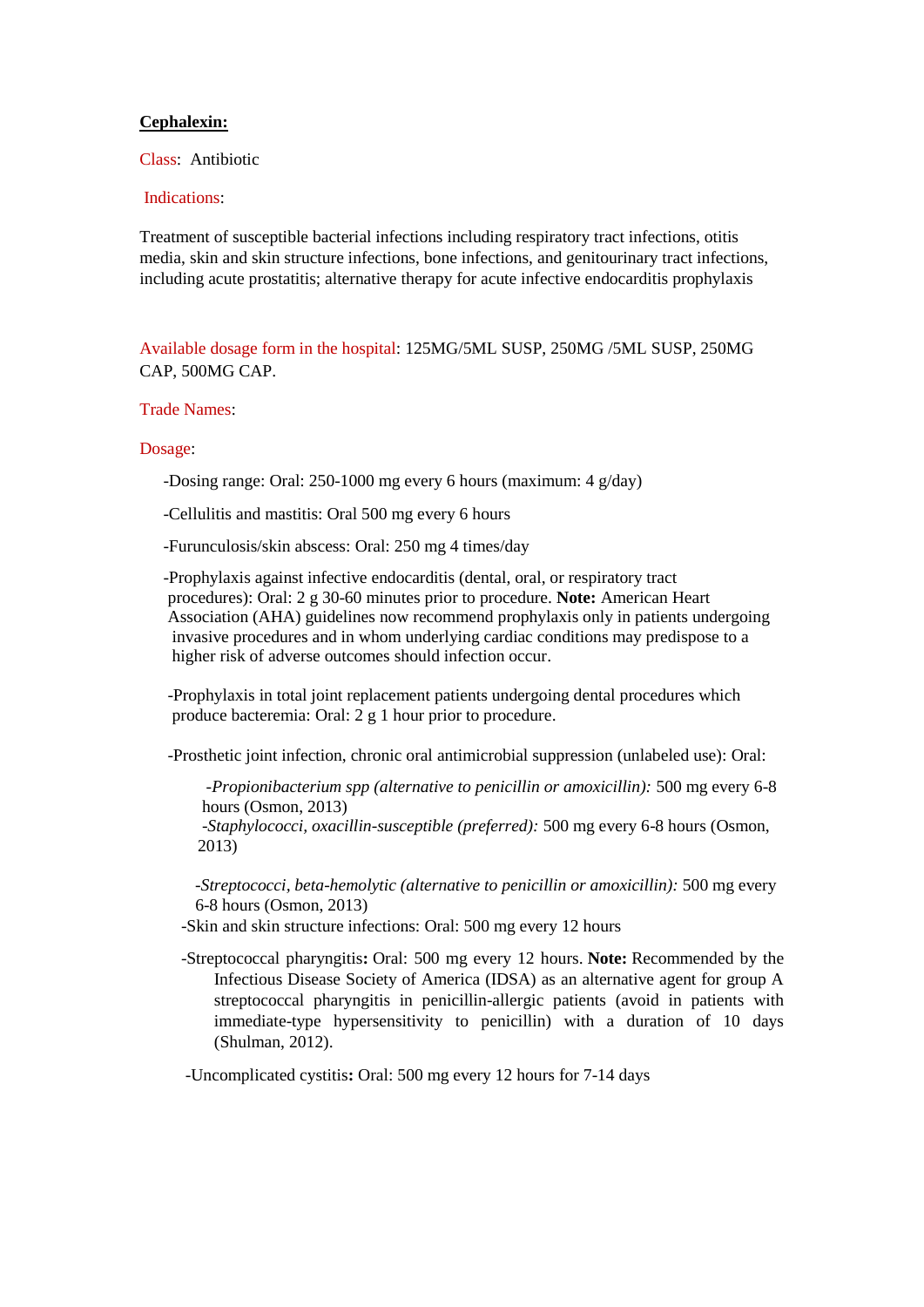**Cephalexin:**

Class: Antibiotic

Indications:

Treatment of susceptible bacterial infections including respiratory tract infections, otitis media, skin and skin structure infections, bone infections, and genitourinary tract infections, including acute prostatitis; alternative therapy for acute infective endocarditis prophylaxis

Available dosage form in the hospital: 125MG/5ML SUSP, 250MG /5ML SUSP, 250MG CAP, 500MG CAP.

Trade Names:

Dosage:

- -Dosing range: Oral: 250-1000 mg every 6 hours (maximum: 4 g/day)
- -Cellulitis and mastitis: Oral 500 mg every 6 hours
- -Furunculosis/skin abscess: Oral: 250 mg 4 times/day
- -Prophylaxis against infective endocarditis (dental, oral, or respiratory tract procedures): Oral: 2 g 30-60 minutes prior to procedure. **Note:** American Heart Association (AHA) guidelines now recommend prophylaxis only in patients undergoing invasive procedures and in whom underlying cardiac conditions may predispose to a higher risk of adverse outcomes should infection occur.
- -Prophylaxis in total joint replacement patients undergoing dental procedures which produce bacteremia: Oral: 2 g 1 hour prior to procedure.
- -Prosthetic joint infection, chronic oral antimicrobial suppression (unlabeled use): Oral:
  - *-Propionibacterium spp (alternative to penicillin or amoxicillin):* 500 mg every 6-8 hours (Osmon, 2013)
  - *-Staphylococci, oxacillin-susceptible (preferred):* 500 mg every 6-8 hours (Osmon, 2013)
  - *-Streptococci, beta-hemolytic (alternative to penicillin or amoxicillin):* 500 mg every 6-8 hours (Osmon, 2013)
- -Skin and skin structure infections: Oral: 500 mg every 12 hours
- -Streptococcal pharyngitis**:** Oral: 500 mg every 12 hours. **Note:** Recommended by the Infectious Disease Society of America (IDSA) as an alternative agent for group A streptococcal pharyngitis in penicillin-allergic patients (avoid in patients with immediate-type hypersensitivity to penicillin) with a duration of 10 days (Shulman, 2012).
- -Uncomplicated cystitis**:** Oral: 500 mg every 12 hours for 7-14 days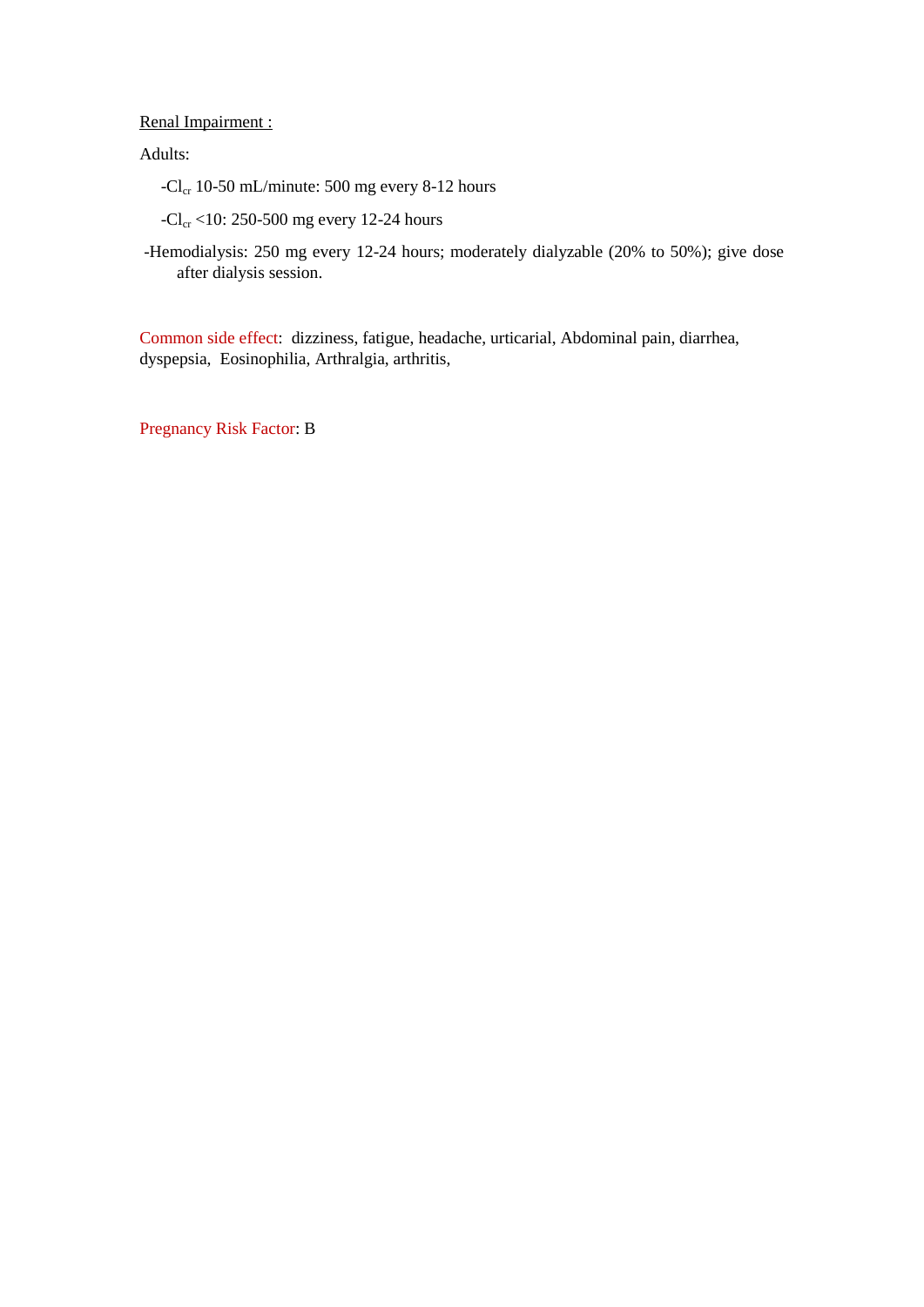Renal Impairment :

Adults:

- $Cl_{cr}$ 10-50 mL/minute: 500 mg every 8-12 hours
- $Cl_{cr}$ <10: 250-500 mg every 12-24 hours

-Hemodialysis: 250 mg every 12-24 hours; moderately dialyzable (20% to 50%); give dose after dialysis session.

Common side effect: dizziness, fatigue, headache, urticarial, Abdominal pain, diarrhea, dyspepsia, Eosinophilia, Arthralgia, arthritis,

Pregnancy Risk Factor: B